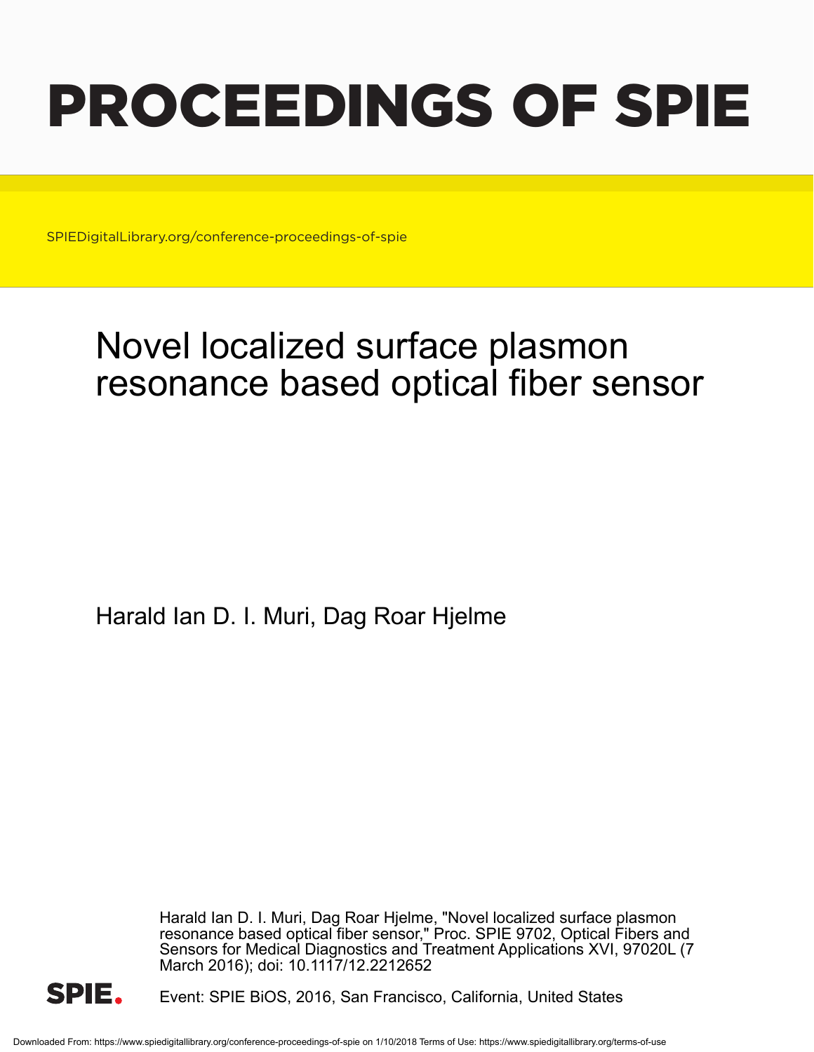# PROCEEDINGS OF SPIE

SPIEDigitalLibrary.org/conference-proceedings-of-spie

# Novel localized surface plasmon resonance based optical fiber sensor

Harald Ian D. I. Muri, Dag Roar Hjelme

Harald Ian D. I. Muri, Dag Roar Hjelme, "Novel localized surface plasmon resonance based optical fiber sensor," Proc. SPIE 9702, Optical Fibers and Sensors for Medical Diagnostics and Treatment Applications XVI, 97020L (7 March 2016); doi: 10.1117/12.2212652

Event: SPIE BiOS, 2016, San Francisco, California, United States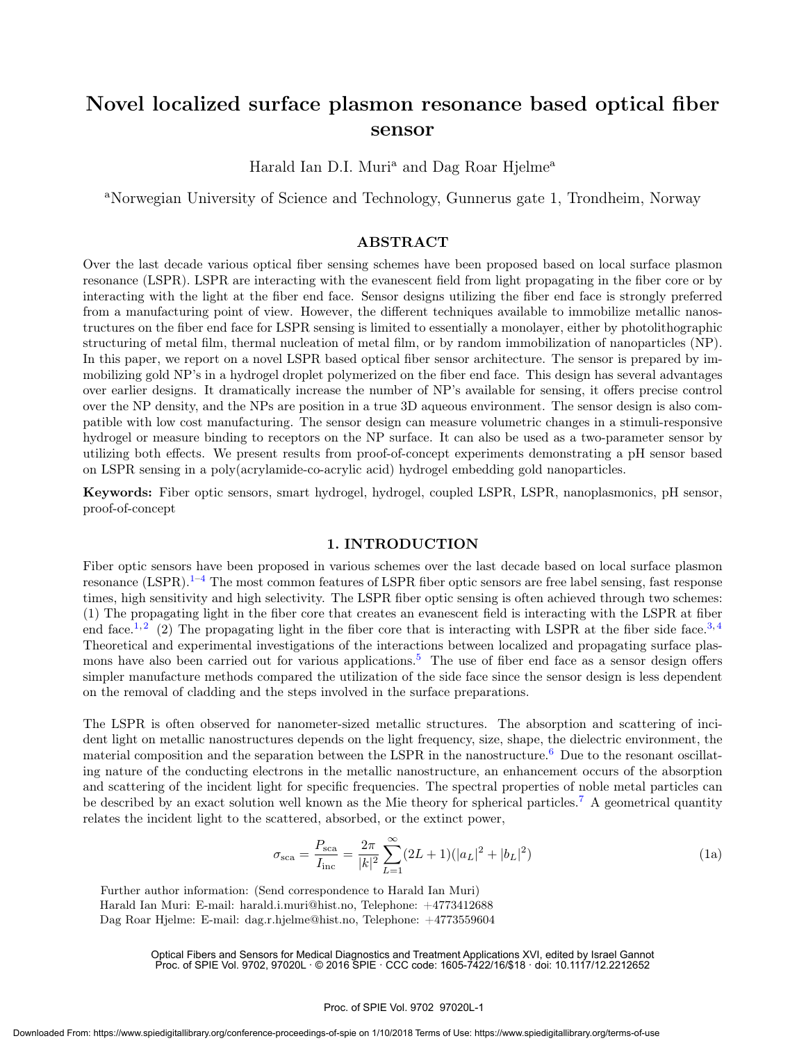# Novel localized surface plasmon resonance based optical fiber sensor

Harald Ian D.I. Muri[a] and Dag Roar Hjelme[a]

[a]Norwegian University of Science and Technology, Gunnerus gate 1, Trondheim, Norway

## ABSTRACT

Over the last decade various optical fiber sensing schemes have been proposed based on local surface plasmon resonance (LSPR). LSPR are interacting with the evanescent field from light propagating in the fiber core or by interacting with the light at the fiber end face. Sensor designs utilizing the fiber end face is strongly preferred from a manufacturing point of view. However, the different techniques available to immobilize metallic nanostructures on the fiber end face for LSPR sensing is limited to essentially a monolayer, either by photolithographic structuring of metal film, thermal nucleation of metal film, or by random immobilization of nanoparticles (NP). In this paper, we report on a novel LSPR based optical fiber sensor architecture. The sensor is prepared by immobilizing gold NP's in a hydrogel droplet polymerized on the fiber end face. This design has several advantages over earlier designs. It dramatically increase the number of NP's available for sensing, it offers precise control over the NP density, and the NPs are position in a true 3D aqueous environment. The sensor design is also compatible with low cost manufacturing. The sensor design can measure volumetric changes in a stimuli-responsive hydrogel or measure binding to receptors on the NP surface. It can also be used as a two-parameter sensor by utilizing both effects. We present results from proof-of-concept experiments demonstrating a pH sensor based on LSPR sensing in a poly(acrylamide-co-acrylic acid) hydrogel embedding gold nanoparticles.

**Keywords:** Fiber optic sensors, smart hydrogel, hydrogel, coupled LSPR, LSPR, nanoplasmonics, pH sensor, proof-of-concept

## 1. INTRODUCTION

Fiber optic sensors have been proposed in various schemes over the last decade based on local surface plasmon resonance (LSPR).[1–4] The most common features of LSPR fiber optic sensors are free label sensing, fast response times, high sensitivity and high selectivity. The LSPR fiber optic sensing is often achieved through two schemes: (1) The propagating light in the fiber core that creates an evanescent field is interacting with the LSPR at fiber end face.[1,2] (2) The propagating light in the fiber core that is interacting with LSPR at the fiber side face.[3,4] Theoretical and experimental investigations of the interactions between localized and propagating surface plasmons have also been carried out for various applications.[5] The use of fiber end face as a sensor design offers simpler manufacture methods compared the utilization of the side face since the sensor design is less dependent on the removal of cladding and the steps involved in the surface preparations.

The LSPR is often observed for nanometer-sized metallic structures. The absorption and scattering of incident light on metallic nanostructures depends on the light frequency, size, shape, the dielectric environment, the material composition and the separation between the LSPR in the nanostructure.[6] Due to the resonant oscillating nature of the conducting electrons in the metallic nanostructure, an enhancement occurs of the absorption and scattering of the incident light for specific frequencies. The spectral properties of noble metal particles can be described by an exact solution well known as the Mie theory for spherical particles.[7] A geometrical quantity relates the incident light to the scattered, absorbed, or the extinct power,

$$\sigma_{\text{sca}} = \frac{P_{\text{sca}}}{I_{\text{inc}}} = \frac{2\pi}{|k|^2} \sum_{L=1}^{\infty} (2L+1)(|a_L|^2 + |b_L|^2) \tag{1a}$$

Further author information: (Send correspondence to Harald Ian Muri)
Harald Ian Muri: E-mail: harald.i.muri@hist.no, Telephone: +4773412688
Dag Roar Hjelme: E-mail: dag.r.hjelme@hist.no, Telephone: +4773559604

Optical Fibers and Sensors for Medical Diagnostics and Treatment Applications XVI, edited by Israel Gannot
Proc. of SPIE Vol. 9702, 97020L · © 2016 SPIE · CCC code: 1605-7422/16/$18 · doi: 10.1117/12.2212652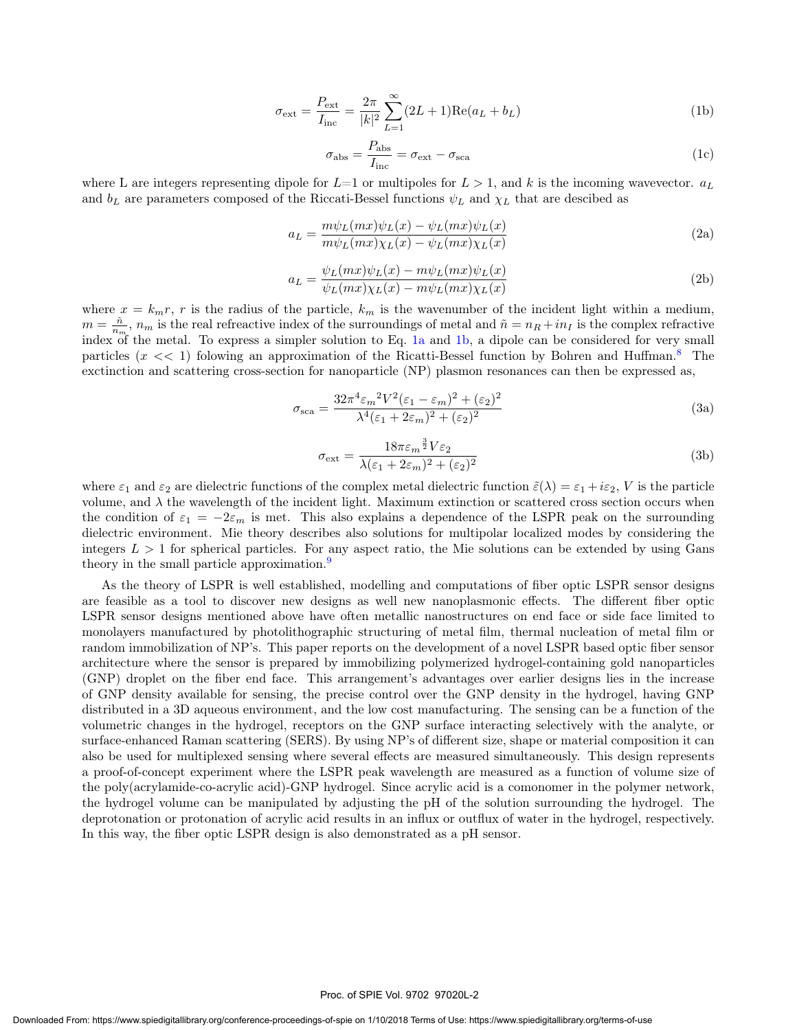$$\sigma_{\text{ext}} = \frac{P_{\text{ext}}}{I_{\text{inc}}} = \frac{2\pi}{|k|^2} \sum_{L=1}^{\infty} (2L+1)\text{Re}(a_L + b_L) \tag{1b}$$

$$\sigma_{\text{abs}} = \frac{P_{\text{abs}}}{I_{\text{inc}}} = \sigma_{\text{ext}} - \sigma_{\text{sca}} \tag{1c}$$

where L are integers representing dipole for $L$=1 or multipoles for $L > 1$, and $k$ is the incoming wavevector. $a_L$ and $b_L$ are parameters composed of the Riccati-Bessel functions $\psi_L$ and $\chi_L$ that are descibed as

$$a_L = \frac{m\psi_L(mx)\psi_L(x) - \psi_L(mx)\psi_L(x)}{m\psi_L(mx)\chi_L(x) - \psi_L(mx)\chi_L(x)} \tag{2a}$$

$$a_L = \frac{\psi_L(mx)\psi_L(x) - m\psi_L(mx)\psi_L(x)}{\psi_L(mx)\chi_L(x) - m\psi_L(mx)\chi_L(x)} \tag{2b}$$

where $x = k_m r$, $r$ is the radius of the particle, $k_m$ is the wavenumber of the incident light within a medium, $m = \frac{\tilde{n}}{n_m}$, $n_m$ is the real refreactive index of the surroundings of metal and $\tilde{n} = n_R + in_I$ is the complex refractive index of the metal. To express a simpler solution to Eq. 1a and 1b, a dipole can be considered for very small particles ($x << 1$) folowing an approximation of the Ricatti-Bessel function by Bohren and Huffman.[8] The exctinction and scattering cross-section for nanoparticle (NP) plasmon resonances can then be expressed as,

$$\sigma_{\text{sca}} = \frac{32\pi^4 {\varepsilon_m}^2 V^2 (\varepsilon_1 - \varepsilon_m)^2 + (\varepsilon_2)^2}{\lambda^4 (\varepsilon_1 + 2\varepsilon_m)^2 + (\varepsilon_2)^2} \tag{3a}$$

$$\sigma_{\text{ext}} = \frac{18\pi {\varepsilon_m}^{\frac{3}{2}} V \varepsilon_2}{\lambda(\varepsilon_1 + 2\varepsilon_m)^2 + (\varepsilon_2)^2} \tag{3b}$$

where $\varepsilon_1$ and $\varepsilon_2$ are dielectric functions of the complex metal dielectric function $\tilde{\varepsilon}(\lambda) = \varepsilon_1 + i\varepsilon_2$, $V$ is the particle volume, and $\lambda$ the wavelength of the incident light. Maximum extinction or scattered cross section occurs when the condition of $\varepsilon_1 = -2\varepsilon_m$ is met. This also explains a dependence of the LSPR peak on the surrounding dielectric environment. Mie theory describes also solutions for multipolar localized modes by considering the integers $L > 1$ for spherical particles. For any aspect ratio, the Mie solutions can be extended by using Gans theory in the small particle approximation.[9]

As the theory of LSPR is well established, modelling and computations of fiber optic LSPR sensor designs are feasible as a tool to discover new designs as well new nanoplasmonic effects. The different fiber optic LSPR sensor designs mentioned above have often metallic nanostructures on end face or side face limited to monolayers manufactured by photolithographic structuring of metal film, thermal nucleation of metal film or random immobilization of NP's. This paper reports on the development of a novel LSPR based optic fiber sensor architecture where the sensor is prepared by immobilizing polymerized hydrogel-containing gold nanoparticles (GNP) droplet on the fiber end face. This arrangement's advantages over earlier designs lies in the increase of GNP density available for sensing, the precise control over the GNP density in the hydrogel, having GNP distributed in a 3D aqueous environment, and the low cost manufacturing. The sensing can be a function of the volumetric changes in the hydrogel, receptors on the GNP surface interacting selectively with the analyte, or surface-enhanced Raman scattering (SERS). By using NP's of different size, shape or material composition it can also be used for multiplexed sensing where several effects are measured simultaneously. This design represents a proof-of-concept experiment where the LSPR peak wavelength are measured as a function of volume size of the poly(acrylamide-co-acrylic acid)-GNP hydrogel. Since acrylic acid is a comonomer in the polymer network, the hydrogel volume can be manipulated by adjusting the pH of the solution surrounding the hydrogel. The deprotonation or protonation of acrylic acid results in an influx or outflux of water in the hydrogel, respectively. In this way, the fiber optic LSPR design is also demonstrated as a pH sensor.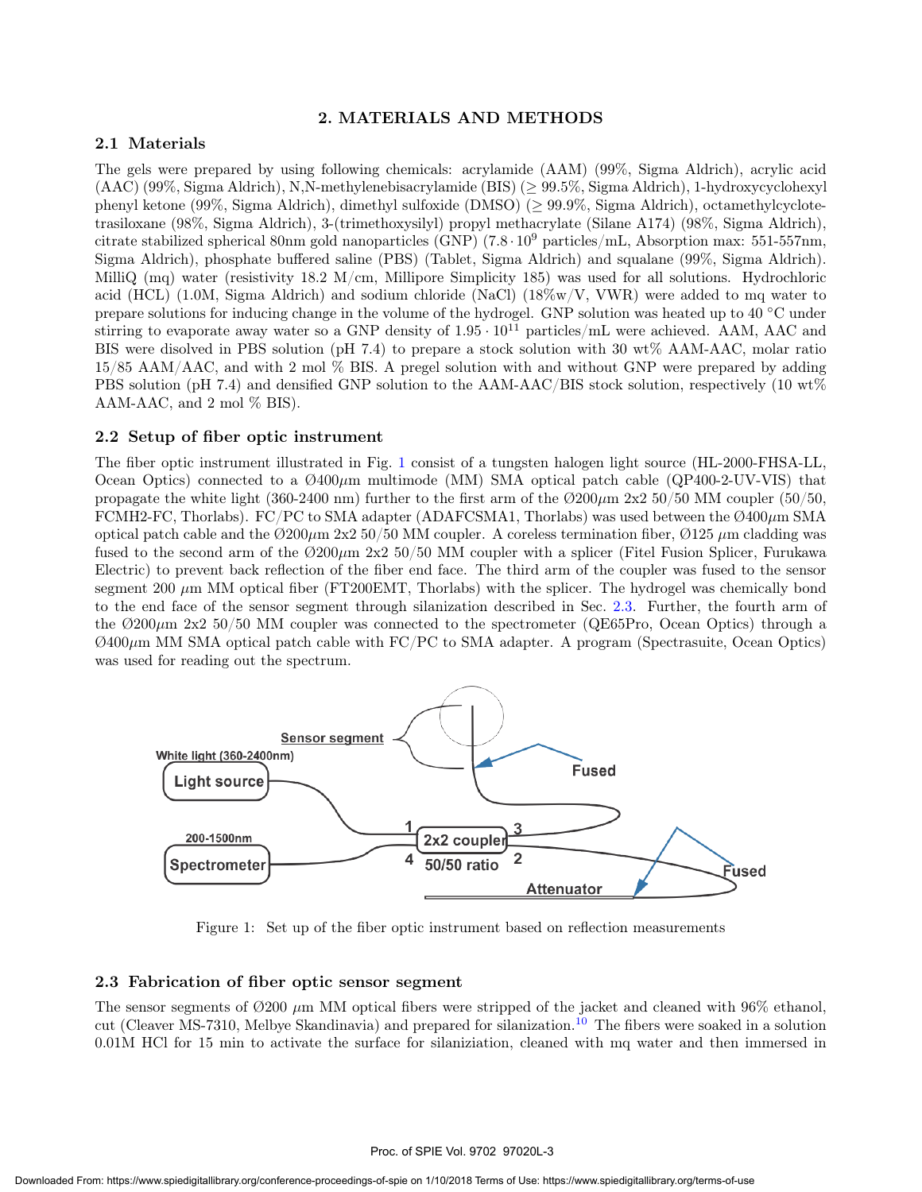## 2. MATERIALS AND METHODS

### 2.1 Materials

The gels were prepared by using following chemicals: acrylamide (AAM) (99%, Sigma Aldrich), acrylic acid (AAC) (99%, Sigma Aldrich), N,N-methylenebisacrylamide (BIS) (≥ 99.5%, Sigma Aldrich), 1-hydroxycyclohexyl phenyl ketone (99%, Sigma Aldrich), dimethyl sulfoxide (DMSO) (≥ 99.9%, Sigma Aldrich), octamethylcyclotetrasiloxane (98%, Sigma Aldrich), 3-(trimethoxysilyl) propyl methacrylate (Silane A174) (98%, Sigma Aldrich), citrate stabilized spherical 80nm gold nanoparticles (GNP) ($7.8 \cdot 10^9$ particles/mL, Absorption max: 551-557nm, Sigma Aldrich), phosphate buffered saline (PBS) (Tablet, Sigma Aldrich) and squalane (99%, Sigma Aldrich). MilliQ (mq) water (resistivity 18.2 M/cm, Millipore Simplicity 185) was used for all solutions. Hydrochloric acid (HCL) (1.0M, Sigma Aldrich) and sodium chloride (NaCl) (18%w/V, VWR) were added to mq water to prepare solutions for inducing change in the volume of the hydrogel. GNP solution was heated up to 40 °C under stirring to evaporate away water so a GNP density of $1.95 \cdot 10^{11}$ particles/mL were achieved. AAM, AAC and BIS were disolved in PBS solution (pH 7.4) to prepare a stock solution with 30 wt% AAM-AAC, molar ratio 15/85 AAM/AAC, and with 2 mol % BIS. A pregel solution with and without GNP were prepared by adding PBS solution (pH 7.4) and densified GNP solution to the AAM-AAC/BIS stock solution, respectively (10 wt% AAM-AAC, and 2 mol % BIS).

### 2.2 Setup of fiber optic instrument

The fiber optic instrument illustrated in Fig. 1 consist of a tungsten halogen light source (HL-2000-FHSA-LL, Ocean Optics) connected to a Ø400μm multimode (MM) SMA optical patch cable (QP400-2-UV-VIS) that propagate the white light (360-2400 nm) further to the first arm of the Ø200μm 2x2 50/50 MM coupler (50/50, FCMH2-FC, Thorlabs). FC/PC to SMA adapter (ADAFCSMA1, Thorlabs) was used between the Ø400μm SMA optical patch cable and the Ø200μm 2x2 50/50 MM coupler. A coreless termination fiber, Ø125 μm cladding was fused to the second arm of the Ø200μm 2x2 50/50 MM coupler with a splicer (Fitel Fusion Splicer, Furukawa Electric) to prevent back reflection of the fiber end face. The third arm of the coupler was fused to the sensor segment 200 μm MM optical fiber (FT200EMT, Thorlabs) with the splicer. The hydrogel was chemically bond to the end face of the sensor segment through silanization described in Sec. 2.3. Further, the fourth arm of the Ø200μm 2x2 50/50 MM coupler was connected to the spectrometer (QE65Pro, Ocean Optics) through a Ø400μm MM SMA optical patch cable with FC/PC to SMA adapter. A program (Spectrasuite, Ocean Optics) was used for reading out the spectrum.

Figure 1: Set up of the fiber optic instrument based on reflection measurements

### 2.3 Fabrication of fiber optic sensor segment

The sensor segments of Ø200 μm MM optical fibers were stripped of the jacket and cleaned with 96% ethanol, cut (Cleaver MS-7310, Melbye Skandinavia) and prepared for silanization.[10] The fibers were soaked in a solution 0.01M HCl for 15 min to activate the surface for silaniziation, cleaned with mq water and then immersed in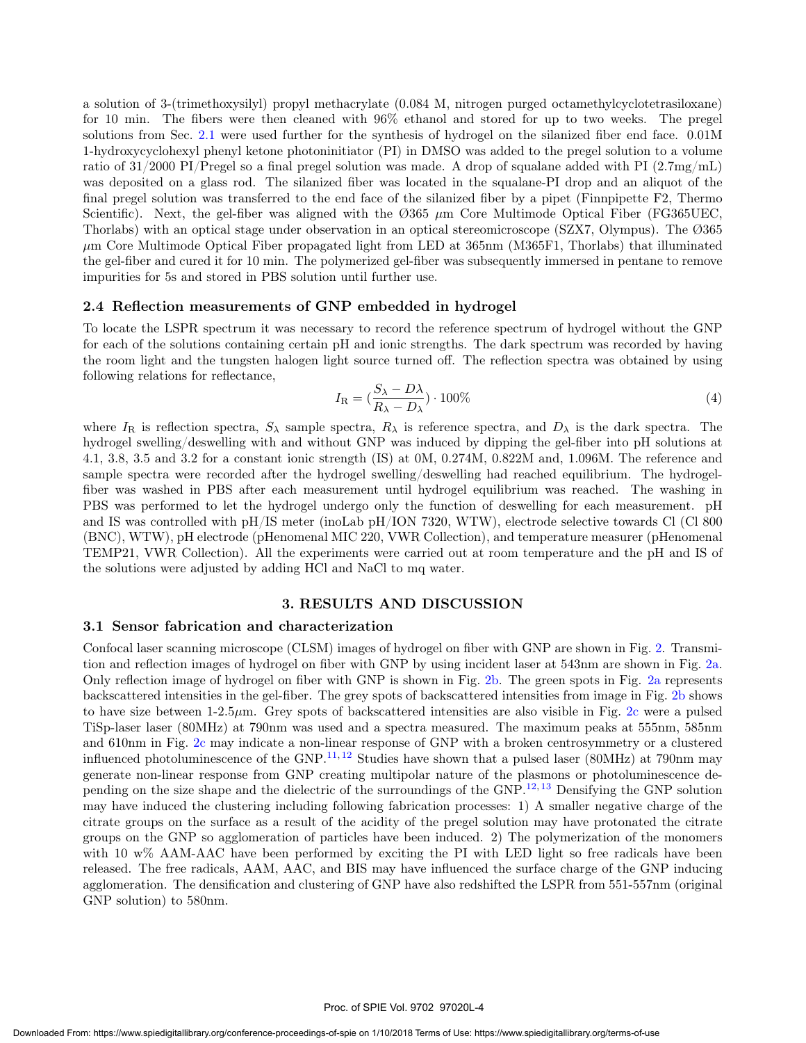a solution of 3-(trimethoxysilyl) propyl methacrylate (0.084 M, nitrogen purged octamethylcyclotetrasiloxane) for 10 min. The fibers were then cleaned with 96% ethanol and stored for up to two weeks. The pregel solutions from Sec. 2.1 were used further for the synthesis of hydrogel on the silanized fiber end face. 0.01M 1-hydroxycyclohexyl phenyl ketone photoninitiator (PI) in DMSO was added to the pregel solution to a volume ratio of 31/2000 PI/Pregel so a final pregel solution was made. A drop of squalane added with PI (2.7mg/mL) was deposited on a glass rod. The silanized fiber was located in the squalane-PI drop and an aliquot of the final pregel solution was transferred to the end face of the silanized fiber by a pipet (Finnpipette F2, Thermo Scientific). Next, the gel-fiber was aligned with the Ø365 $\mu$m Core Multimode Optical Fiber (FG365UEC, Thorlabs) with an optical stage under observation in an optical stereomicroscope (SZX7, Olympus). The Ø365 $\mu$m Core Multimode Optical Fiber propagated light from LED at 365nm (M365F1, Thorlabs) that illuminated the gel-fiber and cured it for 10 min. The polymerized gel-fiber was subsequently immersed in pentane to remove impurities for 5s and stored in PBS solution until further use.

### 2.4 Reflection measurements of GNP embedded in hydrogel

To locate the LSPR spectrum it was necessary to record the reference spectrum of hydrogel without the GNP for each of the solutions containing certain pH and ionic strengths. The dark spectrum was recorded by having the room light and the tungsten halogen light source turned off. The reflection spectra was obtained by using following relations for reflectance,

$$I_{\mathrm{R}} = \left(\frac{S_{\lambda} - D\lambda}{R_{\lambda} - D_{\lambda}}\right) \cdot 100\% \tag{4}$$

where $I_{\mathrm{R}}$ is reflection spectra, $S_{\lambda}$ sample spectra, $R_{\lambda}$ is reference spectra, and $D_{\lambda}$ is the dark spectra. The hydrogel swelling/deswelling with and without GNP was induced by dipping the gel-fiber into pH solutions at 4.1, 3.8, 3.5 and 3.2 for a constant ionic strength (IS) at 0M, 0.274M, 0.822M and, 1.096M. The reference and sample spectra were recorded after the hydrogel swelling/deswelling had reached equilibrium. The hydrogel-fiber was washed in PBS after each measurement until hydrogel equilibrium was reached. The washing in PBS was performed to let the hydrogel undergo only the function of deswelling for each measurement. pH and IS was controlled with pH/IS meter (inoLab pH/ION 7320, WTW), electrode selective towards Cl (Cl 800 (BNC), WTW), pH electrode (pHenomenal MIC 220, VWR Collection), and temperature measurer (pHenomenal TEMP21, VWR Collection). All the experiments were carried out at room temperature and the pH and IS of the solutions were adjusted by adding HCl and NaCl to mq water.

## 3. RESULTS AND DISCUSSION

### 3.1 Sensor fabrication and characterization

Confocal laser scanning microscope (CLSM) images of hydrogel on fiber with GNP are shown in Fig. 2. Transmition and reflection images of hydrogel on fiber with GNP by using incident laser at 543nm are shown in Fig. 2a. Only reflection image of hydrogel on fiber with GNP is shown in Fig. 2b. The green spots in Fig. 2a represents backscattered intensities in the gel-fiber. The grey spots of backscattered intensities from image in Fig. 2b shows to have size between 1-2.5$\mu$m. Grey spots of backscattered intensities are also visible in Fig. 2c were a pulsed TiSp-laser laser (80MHz) at 790nm was used and a spectra measured. The maximum peaks at 555nm, 585nm and 610nm in Fig. 2c may indicate a non-linear response of GNP with a broken centrosymmetry or a clustered influenced photoluminescence of the GNP.[11,12] Studies have shown that a pulsed laser (80MHz) at 790nm may generate non-linear response from GNP creating multipolar nature of the plasmons or photoluminescence depending on the size shape and the dielectric of the surroundings of the GNP.[12,13] Densifying the GNP solution may have induced the clustering including following fabrication processes: 1) A smaller negative charge of the citrate groups on the surface as a result of the acidity of the pregel solution may have protonated the citrate groups on the GNP so agglomeration of particles have been induced. 2) The polymerization of the monomers with 10 w% AAM-AAC have been performed by exciting the PI with LED light so free radicals have been released. The free radicals, AAM, AAC, and BIS may have influenced the surface charge of the GNP inducing agglomeration. The densification and clustering of GNP have also redshifted the LSPR from 551-557nm (original GNP solution) to 580nm.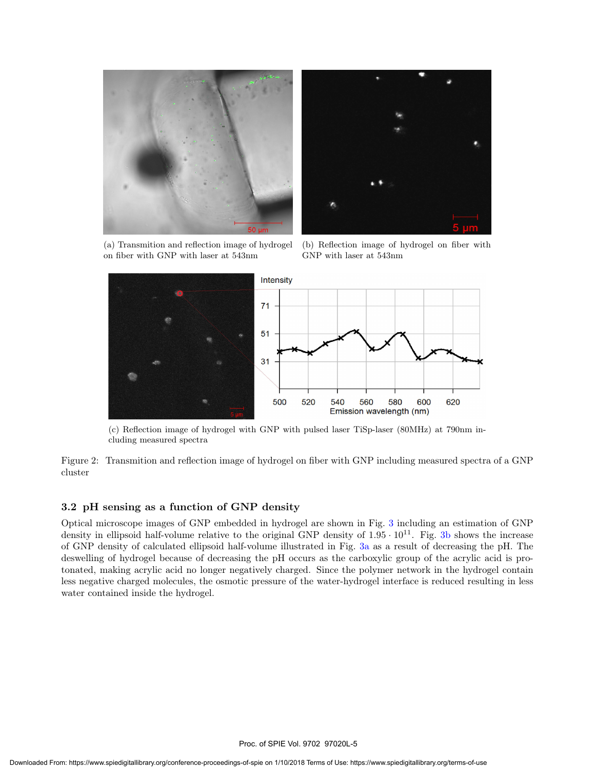(a) Transmition and reflection image of hydrogel on fiber with GNP with laser at 543nm

(b) Reflection image of hydrogel on fiber with GNP with laser at 543nm

(c) Reflection image of hydrogel with GNP with pulsed laser TiSp-laser (80MHz) at 790nm including measured spectra

Figure 2: Transmition and reflection image of hydrogel on fiber with GNP including measured spectra of a GNP cluster

### 3.2 pH sensing as a function of GNP density

Optical microscope images of GNP embedded in hydrogel are shown in Fig. 3 including an estimation of GNP density in ellipsoid half-volume relative to the original GNP density of $1.95 \cdot 10^{11}$. Fig. 3b shows the increase of GNP density of calculated ellipsoid half-volume illustrated in Fig. 3a as a result of decreasing the pH. The deswelling of hydrogel because of decreasing the pH occurs as the carboxylic group of the acrylic acid is protonated, making acrylic acid no longer negatively charged. Since the polymer network in the hydrogel contain less negative charged molecules, the osmotic pressure of the water-hydrogel interface is reduced resulting in less water contained inside the hydrogel.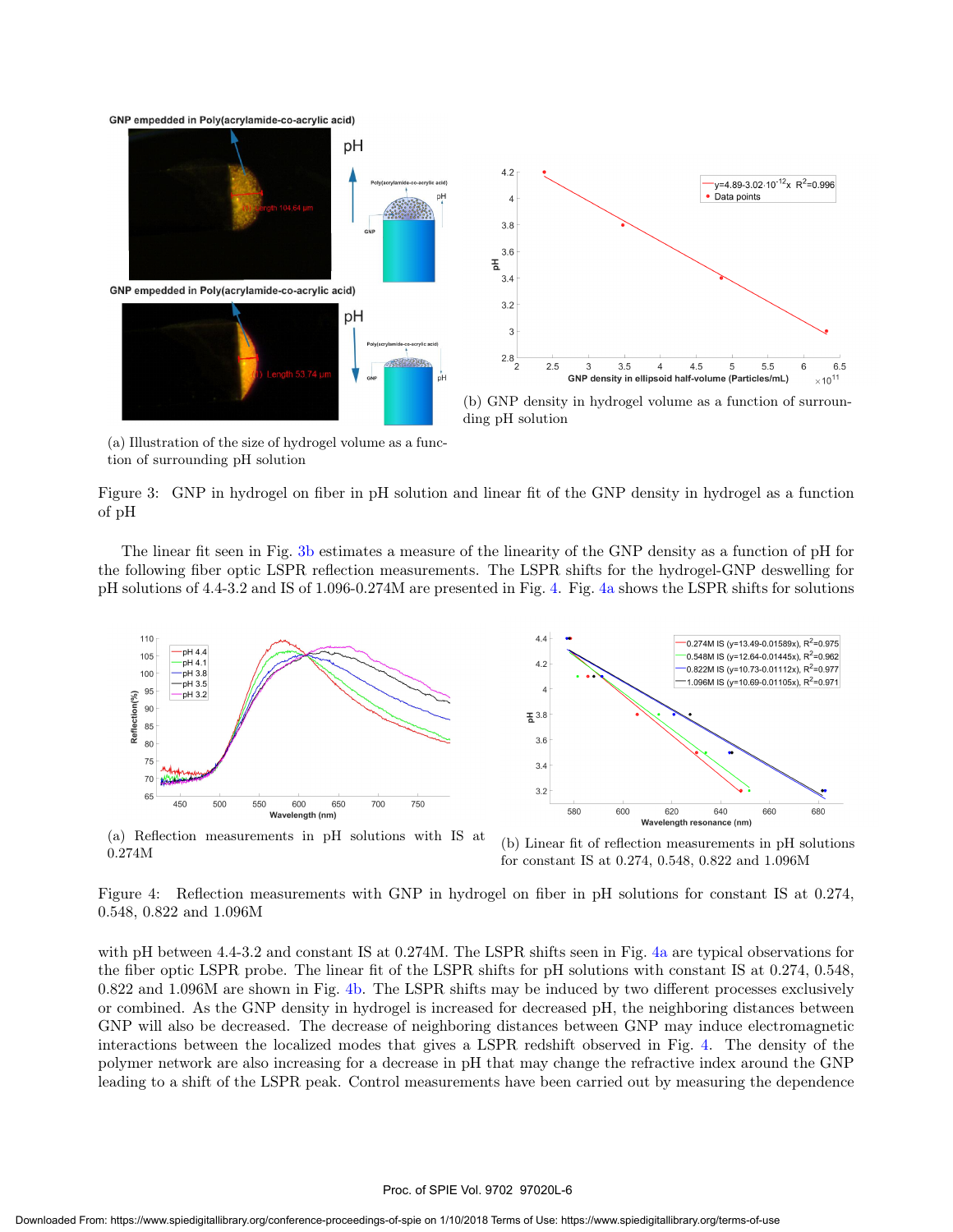(a) Illustration of the size of hydrogel volume as a function of surrounding pH solution

(b) GNP density in hydrogel volume as a function of surrounding pH solution

Figure 3: GNP in hydrogel on fiber in pH solution and linear fit of the GNP density in hydrogel as a function of pH

The linear fit seen in Fig. 3b estimates a measure of the linearity of the GNP density as a function of pH for the following fiber optic LSPR reflection measurements. The LSPR shifts for the hydrogel-GNP deswelling for pH solutions of 4.4-3.2 and IS of 1.096-0.274M are presented in Fig. 4. Fig. 4a shows the LSPR shifts for solutions

(a) Reflection measurements in pH solutions with IS at 0.274M

(b) Linear fit of reflection measurements in pH solutions for constant IS at 0.274, 0.548, 0.822 and 1.096M

Figure 4: Reflection measurements with GNP in hydrogel on fiber in pH solutions for constant IS at 0.274, 0.548, 0.822 and 1.096M

with pH between 4.4-3.2 and constant IS at 0.274M. The LSPR shifts seen in Fig. 4a are typical observations for the fiber optic LSPR probe. The linear fit of the LSPR shifts for pH solutions with constant IS at 0.274, 0.548, 0.822 and 1.096M are shown in Fig. 4b. The LSPR shifts may be induced by two different processes exclusively or combined. As the GNP density in hydrogel is increased for decreased pH, the neighboring distances between GNP will also be decreased. The decrease of neighboring distances between GNP may induce electromagnetic interactions between the localized modes that gives a LSPR redshift observed in Fig. 4. The density of the polymer network are also increasing for a decrease in pH that may change the refractive index around the GNP leading to a shift of the LSPR peak. Control measurements have been carried out by measuring the dependence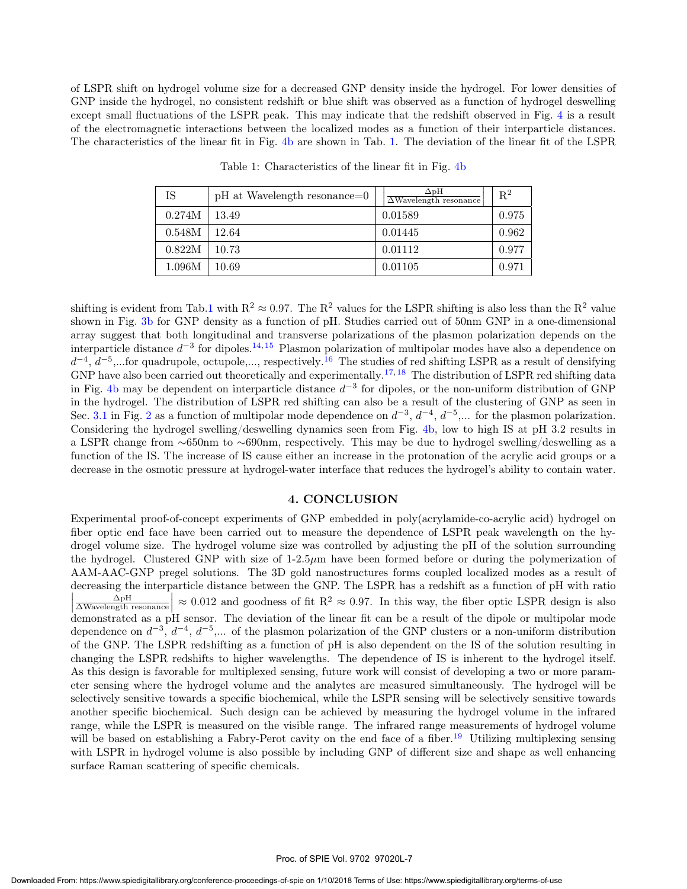of LSPR shift on hydrogel volume size for a decreased GNP density inside the hydrogel. For lower densities of GNP inside the hydrogel, no consistent redshift or blue shift was observed as a function of hydrogel deswelling except small fluctuations of the LSPR peak. This may indicate that the redshift observed in Fig. 4 is a result of the electromagnetic interactions between the localized modes as a function of their interparticle distances. The characteristics of the linear fit in Fig. 4b are shown in Tab. 1. The deviation of the linear fit of the LSPR

Table 1: Characteristics of the linear fit in Fig. 4b

| IS | pH at Wavelength resonance=0 | $\left\|\frac{\Delta \text{pH}}{\Delta \text{Wavelength resonance}}\right\|$ | $R^2$ |
|---|---|---|---|
| 0.274M | 13.49 | 0.01589 | 0.975 |
| 0.548M | 12.64 | 0.01445 | 0.962 |
| 0.822M | 10.73 | 0.01112 | 0.977 |
| 1.096M | 10.69 | 0.01105 | 0.971 |

shifting is evident from Tab.1 with $R^2 \approx 0.97$. The $R^2$ values for the LSPR shifting is also less than the $R^2$ value shown in Fig. 3b for GNP density as a function of pH. Studies carried out of 50nm GNP in a one-dimensional array suggest that both longitudinal and transverse polarizations of the plasmon polarization depends on the interparticle distance $d^{-3}$ for dipoles.[14,15] Plasmon polarization of multipolar modes have also a dependence on $d^{-4}$, $d^{-5}$,...for quadrupole, octupole,..., respectively.[16] The studies of red shifting LSPR as a result of densifying GNP have also been carried out theoretically and experimentally.[17,18] The distribution of LSPR red shifting data in Fig. 4b may be dependent on interparticle distance $d^{-3}$ for dipoles, or the non-uniform distribution of GNP in the hydrogel. The distribution of LSPR red shifting can also be a result of the clustering of GNP as seen in Sec. 3.1 in Fig. 2 as a function of multipolar mode dependence on $d^{-3}$, $d^{-4}$, $d^{-5}$,... for the plasmon polarization. Considering the hydrogel swelling/deswelling dynamics seen from Fig. 4b, low to high IS at pH 3.2 results in a LSPR change from ~650nm to ~690nm, respectively. This may be due to hydrogel swelling/deswelling as a function of the IS. The increase of IS cause either an increase in the protonation of the acrylic acid groups or a decrease in the osmotic pressure at hydrogel-water interface that reduces the hydrogel's ability to contain water.

## 4. CONCLUSION

Experimental proof-of-concept experiments of GNP embedded in poly(acrylamide-co-acrylic acid) hydrogel on fiber optic end face have been carried out to measure the dependence of LSPR peak wavelength on the hydrogel volume size. The hydrogel volume size was controlled by adjusting the pH of the solution surrounding the hydrogel. Clustered GNP with size of 1-2.5$\mu$m have been formed before or during the polymerization of AAM-AAC-GNP pregel solutions. The 3D gold nanostructures forms coupled localized modes as a result of decreasing the interparticle distance between the GNP. The LSPR has a redshift as a function of pH with ratio $\left|\frac{\Delta \text{pH}}{\Delta \text{Wavelength resonance}}\right| \approx 0.012$ and goodness of fit $R^2 \approx 0.97$. In this way, the fiber optic LSPR design is also demonstrated as a pH sensor. The deviation of the linear fit can be a result of the dipole or multipolar mode dependence on $d^{-3}$, $d^{-4}$, $d^{-5}$,... of the plasmon polarization of the GNP clusters or a non-uniform distribution of the GNP. The LSPR redshifting as a function of pH is also dependent on the IS of the solution resulting in changing the LSPR redshifts to higher wavelengths. The dependence of IS is inherent to the hydrogel itself. As this design is favorable for multiplexed sensing, future work will consist of developing a two or more parameter sensing where the hydrogel volume and the analytes are measured simultaneously. The hydrogel will be selectively sensitive towards a specific biochemical, while the LSPR sensing will be selectively sensitive towards another specific biochemical. Such design can be achieved by measuring the hydrogel volume in the infrared range, while the LSPR is measured on the visible range. The infrared range measurements of hydrogel volume will be based on establishing a Fabry-Perot cavity on the end face of a fiber.[19] Utilizing multiplexing sensing with LSPR in hydrogel volume is also possible by including GNP of different size and shape as well enhancing surface Raman scattering of specific chemicals.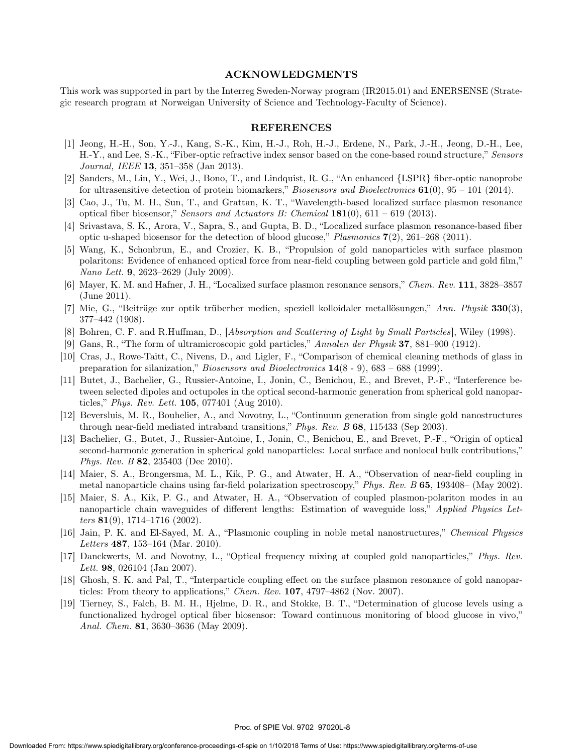## ACKNOWLEDGMENTS

This work was supported in part by the Interreg Sweden-Norway program (IR2015.01) and ENERSENSE (Strategic research program at Norweigan University of Science and Technology-Faculty of Science).

## REFERENCES

[1] Jeong, H.-H., Son, Y.-J., Kang, S.-K., Kim, H.-J., Roh, H.-J., Erdene, N., Park, J.-H., Jeong, D.-H., Lee, H.-Y., and Lee, S.-K., "Fiber-optic refractive index sensor based on the cone-based round structure," *Sensors Journal, IEEE* **13**, 351–358 (Jan 2013).

[2] Sanders, M., Lin, Y., Wei, J., Bono, T., and Lindquist, R. G., "An enhanced {LSPR} fiber-optic nanoprobe for ultrasensitive detection of protein biomarkers," *Biosensors and Bioelectronics* **61**(0), 95 – 101 (2014).

[3] Cao, J., Tu, M. H., Sun, T., and Grattan, K. T., "Wavelength-based localized surface plasmon resonance optical fiber biosensor," *Sensors and Actuators B: Chemical* **181**(0), 611 – 619 (2013).

[4] Srivastava, S. K., Arora, V., Sapra, S., and Gupta, B. D., "Localized surface plasmon resonance-based fiber optic u-shaped biosensor for the detection of blood glucose," *Plasmonics* **7**(2), 261–268 (2011).

[5] Wang, K., Schonbrun, E., and Crozier, K. B., "Propulsion of gold nanoparticles with surface plasmon polaritons: Evidence of enhanced optical force from near-field coupling between gold particle and gold film," *Nano Lett.* **9**, 2623–2629 (July 2009).

[6] Mayer, K. M. and Hafner, J. H., "Localized surface plasmon resonance sensors," *Chem. Rev.* **111**, 3828–3857 (June 2011).

[7] Mie, G., "Beiträge zur optik trüberber medien, speziell kolloidaler metallösungen," *Ann. Physik* **330**(3), 377–442 (1908).

[8] Bohren, C. F. and R.Huffman, D., [*Absorption and Scattering of Light by Small Particles*], Wiley (1998).

[9] Gans, R., "The form of ultramicroscopic gold particles," *Annalen der Physik* **37**, 881–900 (1912).

[10] Cras, J., Rowe-Taitt, C., Nivens, D., and Ligler, F., "Comparison of chemical cleaning methods of glass in preparation for silanization," *Biosensors and Bioelectronics* **14**(8 - 9), 683 – 688 (1999).

[11] Butet, J., Bachelier, G., Russier-Antoine, I., Jonin, C., Benichou, E., and Brevet, P.-F., "Interference between selected dipoles and octupoles in the optical second-harmonic generation from spherical gold nanoparticles," *Phys. Rev. Lett.* **105**, 077401 (Aug 2010).

[12] Beversluis, M. R., Bouhelier, A., and Novotny, L., "Continuum generation from single gold nanostructures through near-field mediated intraband transitions," *Phys. Rev. B* **68**, 115433 (Sep 2003).

[13] Bachelier, G., Butet, J., Russier-Antoine, I., Jonin, C., Benichou, E., and Brevet, P.-F., "Origin of optical second-harmonic generation in spherical gold nanoparticles: Local surface and nonlocal bulk contributions," *Phys. Rev. B* **82**, 235403 (Dec 2010).

[14] Maier, S. A., Brongersma, M. L., Kik, P. G., and Atwater, H. A., "Observation of near-field coupling in metal nanoparticle chains using far-field polarization spectroscopy," *Phys. Rev. B* **65**, 193408– (May 2002).

[15] Maier, S. A., Kik, P. G., and Atwater, H. A., "Observation of coupled plasmon-polariton modes in au nanoparticle chain waveguides of different lengths: Estimation of waveguide loss," *Applied Physics Letters* **81**(9), 1714–1716 (2002).

[16] Jain, P. K. and El-Sayed, M. A., "Plasmonic coupling in noble metal nanostructures," *Chemical Physics Letters* **487**, 153–164 (Mar. 2010).

[17] Danckwerts, M. and Novotny, L., "Optical frequency mixing at coupled gold nanoparticles," *Phys. Rev. Lett.* **98**, 026104 (Jan 2007).

[18] Ghosh, S. K. and Pal, T., "Interparticle coupling effect on the surface plasmon resonance of gold nanoparticles: From theory to applications," *Chem. Rev.* **107**, 4797–4862 (Nov. 2007).

[19] Tierney, S., Falch, B. M. H., Hjelme, D. R., and Stokke, B. T., "Determination of glucose levels using a functionalized hydrogel optical fiber biosensor: Toward continuous monitoring of blood glucose in vivo," *Anal. Chem.* **81**, 3630–3636 (May 2009).